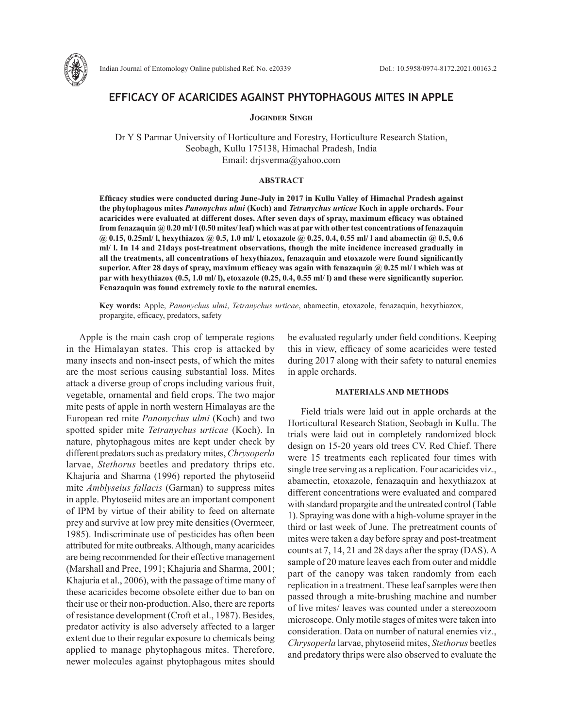# EFFICACY OF ACARICIDES AGAINST PHYTOPHAGOUS MITES IN APPLE

**Joginder Singh**

Dr Y S Parmar University of Horticulture and Forestry, Horticulture Research Station, Seobagh, Kullu 175138, Himachal Pradesh, India
Email: drjsverma@yahoo.com

## ABSTRACT

**Efficacy studies were conducted during June-July in 2017 in Kullu Valley of Himachal Pradesh against the phytophagous mites *Panonychus ulmi* (Koch) and *Tetranychus urticae* Koch in apple orchards. Four acaricides were evaluated at different doses. After seven days of spray, maximum efficacy was obtained from fenazaquin @ 0.20 ml/ l (0.50 mites/ leaf) which was at par with other test concentrations of fenazaquin @ 0.15, 0.25ml/ l, hexythiazox @ 0.5, 1.0 ml/ l, etoxazole @ 0.25, 0.4, 0.55 ml/ l and abamectin @ 0.5, 0.6 ml/ l. In 14 and 21days post-treatment observations, though the mite incidence increased gradually in all the treatments, all concentrations of hexythiazox, fenazaquin and etoxazole were found significantly superior. After 28 days of spray, maximum efficacy was again with fenazaquin @ 0.25 ml/ l which was at par with hexythiazox (0.5, 1.0 ml/ l), etoxazole (0.25, 0.4, 0.55 ml/ l) and these were significantly superior. Fenazaquin was found extremely toxic to the natural enemies.**

**Key words:** Apple, *Panonychus ulmi*, *Tetranychus urticae*, abamectin, etoxazole, fenazaquin, hexythiazox, propargite, efficacy, predators, safety

Apple is the main cash crop of temperate regions in the Himalayan states. This crop is attacked by many insects and non-insect pests, of which the mites are the most serious causing substantial loss. Mites attack a diverse group of crops including various fruit, vegetable, ornamental and field crops. The two major mite pests of apple in north western Himalayas are the European red mite *Panonychus ulmi* (Koch) and two spotted spider mite *Tetranychus urticae* (Koch). In nature, phytophagous mites are kept under check by different predators such as predatory mites, *Chrysoperla* larvae, *Stethorus* beetles and predatory thrips etc. Khajuria and Sharma (1996) reported the phytoseiid mite *Amblyseius fallacis* (Garman) to suppress mites in apple. Phytoseiid mites are an important component of IPM by virtue of their ability to feed on alternate prey and survive at low prey mite densities (Overmeer, 1985). Indiscriminate use of pesticides has often been attributed for mite outbreaks. Although, many acaricides are being recommended for their effective management (Marshall and Pree, 1991; Khajuria and Sharma, 2001; Khajuria et al., 2006), with the passage of time many of these acaricides become obsolete either due to ban on their use or their non-production. Also, there are reports of resistance development (Croft et al., 1987). Besides, predator activity is also adversely affected to a larger extent due to their regular exposure to chemicals being applied to manage phytophagous mites. Therefore, newer molecules against phytophagous mites should be evaluated regularly under field conditions. Keeping this in view, efficacy of some acaricides were tested during 2017 along with their safety to natural enemies in apple orchards.

## MATERIALS AND METHODS

Field trials were laid out in apple orchards at the Horticultural Research Station, Seobagh in Kullu. The trials were laid out in completely randomized block design on 15-20 years old trees CV. Red Chief. There were 15 treatments each replicated four times with single tree serving as a replication. Four acaricides viz., abamectin, etoxazole, fenazaquin and hexythiazox at different concentrations were evaluated and compared with standard propargite and the untreated control (Table 1). Spraying was done with a high-volume sprayer in the third or last week of June. The pretreatment counts of mites were taken a day before spray and post-treatment counts at 7, 14, 21 and 28 days after the spray (DAS). A sample of 20 mature leaves each from outer and middle part of the canopy was taken randomly from each replication in a treatment. These leaf samples were then passed through a mite-brushing machine and number of live mites/ leaves was counted under a stereozoom microscope. Only motile stages of mites were taken into consideration. Data on number of natural enemies viz., *Chrysoperla* larvae, phytoseiid mites, *Stethorus* beetles and predatory thrips were also observed to evaluate the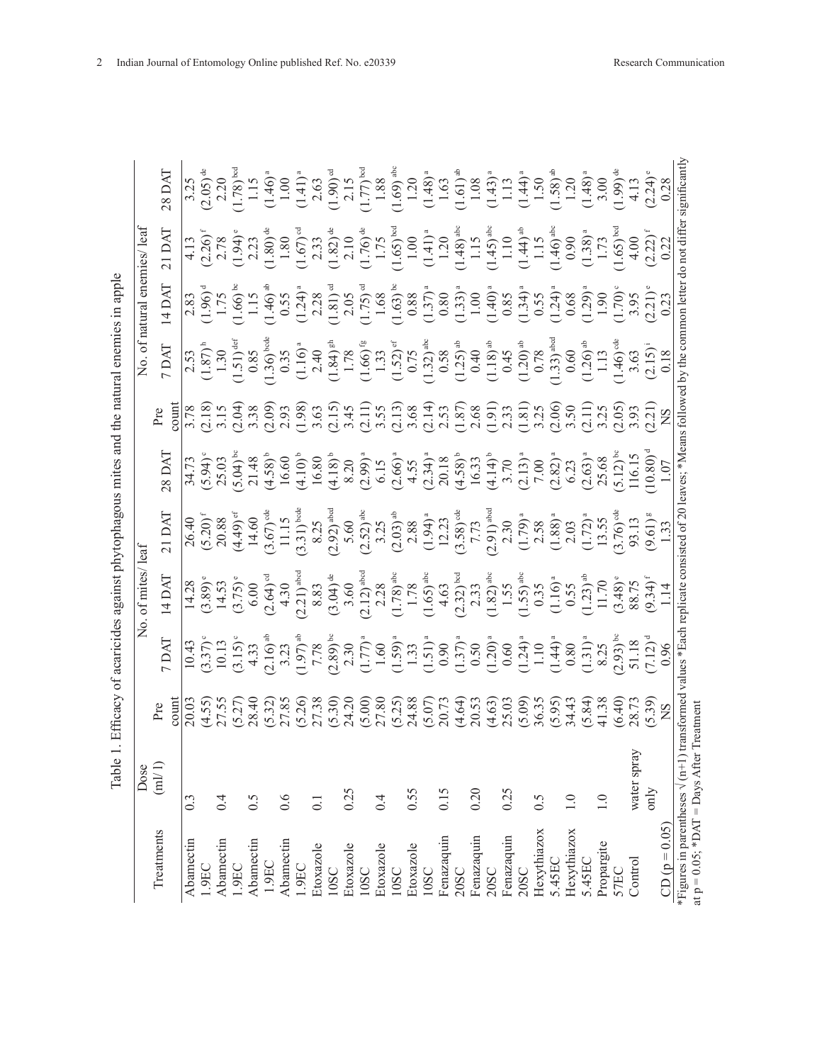Table 1. Efficacy of acaricides against phytophagous mites and the natural enemies in apple

| Treatments | Dose (ml/l) | No. of mites/ leaf | | | | | No. of natural enemies/ leaf | | | | |
|---|---|---|---|---|---|---|---|---|---|---|---|
| | | Pre count | 7 DAT | 14 DAT | 21 DAT | 28 DAT | Pre count | 7 DAT | 14 DAT | 21 DAT | 28 DAT |
| Abamectin 1.9EC | 0.3 | 20.03 (4.55) | 10.43 (3.37) [c] | 14.28 (3.89) [e] | 26.40 (5.20) [f] | 34.73 (5.94) [c] | 3.78 (2.18) | 2.53 (1.87) [h] | 2.83 (1.96) [d] | 4.13 (2.26) [f] | 3.25 (2.05) [de] |
| Abamectin 1.9EC | 0.4 | 27.55 (5.27) | 10.13 (3.15) [c] | 14.53 (3.75) [e] | 20.88 (4.49) [ef] | 25.03 (5.04) [bc] | 3.15 (2.04) | 1.30 (1.51) [def] | 1.75 (1.66) [bc] | 2.78 (1.94) [e] | 2.20 (1.78) [bcd] |
| Abamectin 1.9EC | 0.5 | 28.40 (5.32) | 4.33 (2.16) [ab] | 6.00 (2.64) [cd] | 14.60 (3.67) [cde] | 21.48 (4.58) [b] | 3.38 (2.09) | 0.85 (1.36) [bcde] | 1.15 (1.46) [ab] | 2.23 (1.80) [de] | 1.15 (1.46) [a] |
| Abamectin 1.9EC | 0.6 | 27.85 (5.26) | 3.23 (1.97) [ab] | 4.30 (2.21) [abcd] | 11.15 (3.31) [bcde] | 16.60 (4.10) [b] | 2.93 (1.98) | 0.35 (1.16) [a] | 0.55 (1.24) [a] | 1.80 (1.67) [cd] | 1.00 (1.41) [a] |
| Etoxazole 10SC | 0.1 | 27.38 (5.30) | 7.78 (2.89) [bc] | 8.83 (3.04) [de] | 8.25 (2.92) [abcd] | 16.80 (4.18) [b] | 3.63 (2.15) | 2.40 (1.84) [gh] | 2.28 (1.81) [cd] | 2.33 (1.82) [de] | 2.63 (1.90) [cd] |
| Etoxazole 10SC | 0.25 | 24.20 (5.00) | 2.30 (1.77) [a] | 3.60 (2.12) [abcd] | 5.60 (2.52) [abc] | 8.20 (2.99) [a] | 3.45 (2.11) | 1.78 (1.66) [fg] | 2.05 (1.75) [cd] | 2.10 (1.76) [de] | 2.15 (1.77) [bcd] |
| Etoxazole 10SC | 0.4 | 27.80 (5.25) | 1.60 (1.59) [a] | 2.28 (1.78) [abc] | 3.25 (2.03) [ab] | 6.15 (2.66) [a] | 3.55 (2.13) | 1.33 (1.52) [ef] | 1.68 (1.63) [bc] | 1.75 (1.65) [bcd] | 1.88 (1.69) [abc] |
| Etoxazole 10SC | 0.55 | 24.88 (5.07) | 1.33 (1.51) [a] | 1.78 (1.65) [abc] | 2.88 (1.94) [a] | 4.55 (2.34) [a] | 3.68 (2.14) | 0.75 (1.32) [abc] | 0.88 (1.37) [a] | 1.00 (1.41) [a] | 1.20 (1.48) [a] |
| Fenazaquin 20SC | 0.15 | 20.73 (4.64) | 0.90 (1.37) [a] | 4.63 (2.32) [bcd] | 12.23 (3.58) [cde] | 20.18 (4.58) [b] | 2.53 (1.87) | 0.58 (1.25) [ab] | 0.80 (1.33) [a] | 1.20 (1.48) [abc] | 1.63 (1.61) [ab] |
| Fenazaquin 20SC | 0.20 | 20.53 (4.63) | 0.50 (1.20) [a] | 2.33 (1.82) [abc] | 7.73 (2.91) [abcd] | 16.33 (4.14) [b] | 2.68 (1.91) | 0.40 (1.18) [ab] | 1.00 (1.40) [a] | 1.15 (1.45) [abc] | 1.08 (1.43) [a] |
| Fenazaquin 20SC | 0.25 | 25.03 (5.09) | 0.60 (1.24) [a] | 1.55 (1.55) [abc] | 2.30 (1.79) [a] | 3.70 (2.13) [a] | 2.33 (1.81) | 0.45 (1.20) [ab] | 0.85 (1.34) [a] | 1.10 (1.44) [ab] | 1.13 (1.44) [a] |
| Hexythiazox 5.45EC | 0.5 | 36.35 (5.95) | 1.10 (1.44) [a] | 0.35 (1.16) [a] | 2.58 (1.88) [a] | 7.00 (2.82) [a] | 3.25 (2.06) | 0.78 (1.33) [abcd] | 0.55 (1.24) [a] | 1.15 (1.46) [abc] | 1.50 (1.58) [ab] |
| Hexythiazox 5.45EC | 1.0 | 34.43 (5.84) | 0.80 (1.31) [a] | 0.55 (1.23) [ab] | 2.03 (1.72) [a] | 6.23 (2.63) [a] | 3.50 (2.11) | 0.60 (1.26) [ab] | 0.68 (1.29) [a] | 0.90 (1.38) [a] | 1.20 (1.48) [a] |
| Propargite 57EC | 1.0 | 41.38 (6.40) | 8.25 (2.93) [bc] | 11.70 (3.48) [e] | 13.55 (3.76) [cde] | 25.68 (5.12) [bc] | 3.25 (2.05) | 1.13 (1.46) [cde] | 1.90 (1.70) [c] | 1.73 (1.65) [bcd] | 3.00 (1.99) [de] |
| Control | water spray only | 28.73 (5.39) | 51.18 (7.12) [d] | 88.75 (9.34) [f] | 93.13 (9.61) [g] | 116.15 (10.80) [d] | 3.93 (2.21) | 3.63 (2.15) [i] | 3.95 (2.21) [e] | 4.00 (2.22) [f] | 4.13 (2.24) [e] |
| CD (p = 0.05) | | NS | 0.96 | 1.14 | 1.33 | 1.07 | NS | 0.18 | 0.23 | 0.22 | 0.28 |

*Figures in parentheses $\sqrt{(n+1)}$ transformed values *Each replicate consisted of 20 leaves; *Means followed by the common letter do not differ significantly at p = 0.05; *DAT = Days After Treatment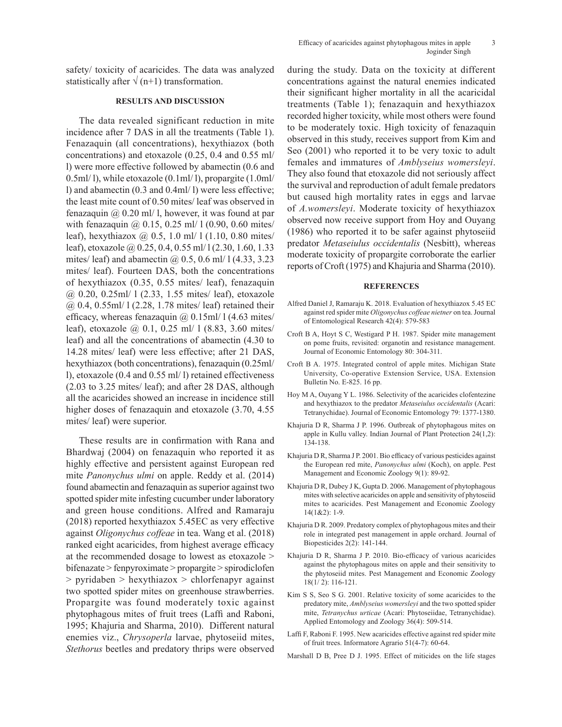safety/ toxicity of acaricides. The data was analyzed statistically after √ (n+1) transformation.

### RESULTS AND DISCUSSION

The data revealed significant reduction in mite incidence after 7 DAS in all the treatments (Table 1). Fenazaquin (all concentrations), hexythiazox (both concentrations) and etoxazole (0.25, 0.4 and 0.55 ml/ l) were more effective followed by abamectin (0.6 and 0.5ml/ l), while etoxazole (0.1ml/ l), propargite (1.0ml/ l) and abamectin (0.3 and 0.4ml/ l) were less effective; the least mite count of 0.50 mites/ leaf was observed in fenazaquin @ 0.20 ml/ l, however, it was found at par with fenazaquin @ 0.15, 0.25 ml/ l (0.90, 0.60 mites/ leaf), hexythiazox @ 0.5, 1.0 ml/ l (1.10, 0.80 mites/ leaf), etoxazole @ 0.25, 0.4, 0.55 ml/ l (2.30, 1.60, 1.33 mites/ leaf) and abamectin @ 0.5, 0.6 ml/ l (4.33, 3.23 mites/ leaf). Fourteen DAS, both the concentrations of hexythiazox (0.35, 0.55 mites/ leaf), fenazaquin @ 0.20, 0.25ml/ l (2.33, 1.55 mites/ leaf), etoxazole @ 0.4, 0.55ml/ l (2.28, 1.78 mites/ leaf) retained their efficacy, whereas fenazaquin @ 0.15ml/ l (4.63 mites/ leaf), etoxazole @ 0.1, 0.25 ml/ l (8.83, 3.60 mites/ leaf) and all the concentrations of abamectin (4.30 to 14.28 mites/ leaf) were less effective; after 21 DAS, hexythiazox (both concentrations), fenazaquin (0.25ml/ l), etoxazole (0.4 and 0.55 ml/ l) retained effectiveness (2.03 to 3.25 mites/ leaf); and after 28 DAS, although all the acaricides showed an increase in incidence still higher doses of fenazaquin and etoxazole (3.70, 4.55 mites/ leaf) were superior.

These results are in confirmation with Rana and Bhardwaj (2004) on fenazaquin who reported it as highly effective and persistent against European red mite *Panonychus ulmi* on apple. Reddy et al. (2014) found abamectin and fenazaquin as superior against two spotted spider mite infesting cucumber under laboratory and green house conditions. Alfred and Ramaraju (2018) reported hexythiazox 5.45EC as very effective against *Oligonychus coffeae* in tea. Wang et al. (2018) ranked eight acaricides, from highest average efficacy at the recommended dosage to lowest as etoxazole > bifenazate > fenpyroximate > propargite > spirodiclofen > pyridaben > hexythiazox > chlorfenapyr against two spotted spider mites on greenhouse strawberries. Propargite was found moderately toxic against phytophagous mites of fruit trees (Laffi and Raboni, 1995; Khajuria and Sharma, 2010). Different natural enemies viz., *Chrysoperla* larvae, phytoseiid mites, *Stethorus* beetles and predatory thrips were observed during the study. Data on the toxicity at different concentrations against the natural enemies indicated their significant higher mortality in all the acaricidal treatments (Table 1); fenazaquin and hexythiazox recorded higher toxicity, while most others were found to be moderately toxic. High toxicity of fenazaquin observed in this study, receives support from Kim and Seo (2001) who reported it to be very toxic to adult females and immatures of *Amblyseius womersleyi*. They also found that etoxazole did not seriously affect the survival and reproduction of adult female predators but caused high mortality rates in eggs and larvae of *A.womersleyi*. Moderate toxicity of hexythiazox observed now receive support from Hoy and Ouyang (1986) who reported it to be safer against phytoseiid predator *Metaseiulus occidentalis* (Nesbitt), whereas moderate toxicity of propargite corroborate the earlier reports of Croft (1975) and Khajuria and Sharma (2010).

### REFERENCES

Alfred Daniel J, Ramaraju K. 2018. Evaluation of hexythiazox 5.45 EC against red spider mite *Oligonychus coffeae nietner* on tea. Journal of Entomological Research 42(4): 579-583

Croft B A, Hoyt S C, Westigard P H. 1987. Spider mite management on pome fruits, revisited: organotin and resistance management. Journal of Economic Entomology 80: 304-311.

Croft B A. 1975. Integrated control of apple mites. Michigan State University, Co-operative Extension Service, USA. Extension Bulletin No. E-825. 16 pp.

Hoy M A, Ouyang Y L. 1986. Selectivity of the acaricides clofentezine and hexythiazox to the predator *Metaseiulus occidentalis* (Acari: Tetranychidae). Journal of Economic Entomology 79: 1377-1380.

Khajuria D R, Sharma J P. 1996. Outbreak of phytophagous mites on apple in Kullu valley. Indian Journal of Plant Protection 24(1,2): 134-138.

Khajuria D R, Sharma J P. 2001. Bio efficacy of various pesticides against the European red mite, *Panonychus ulmi* (Koch), on apple. Pest Management and Economic Zoology 9(1): 89-92.

Khajuria D R, Dubey J K, Gupta D. 2006. Management of phytophagous mites with selective acaricides on apple and sensitivity of phytoseiid mites to acaricides. Pest Management and Economic Zoology 14(1&2): 1-9.

Khajuria D R. 2009. Predatory complex of phytophagous mites and their role in integrated pest management in apple orchard. Journal of Biopesticides 2(2): 141-144.

Khajuria D R, Sharma J P. 2010. Bio-efficacy of various acaricides against the phytophagous mites on apple and their sensitivity to the phytoseiid mites. Pest Management and Economic Zoology 18(1/ 2): 116-121.

Kim S S, Seo S G. 2001. Relative toxicity of some acaricides to the predatory mite, *Amblyseius womersleyi* and the two spotted spider mite, *Tetranychus urticae* (Acari: Phytoseiidae, Tetranychidae). Applied Entomology and Zoology 36(4): 509-514.

Laffi F, Raboni F. 1995. New acaricides effective against red spider mite of fruit trees. Informatore Agrario 51(4-7): 60-64.

Marshall D B, Pree D J. 1995. Effect of miticides on the life stages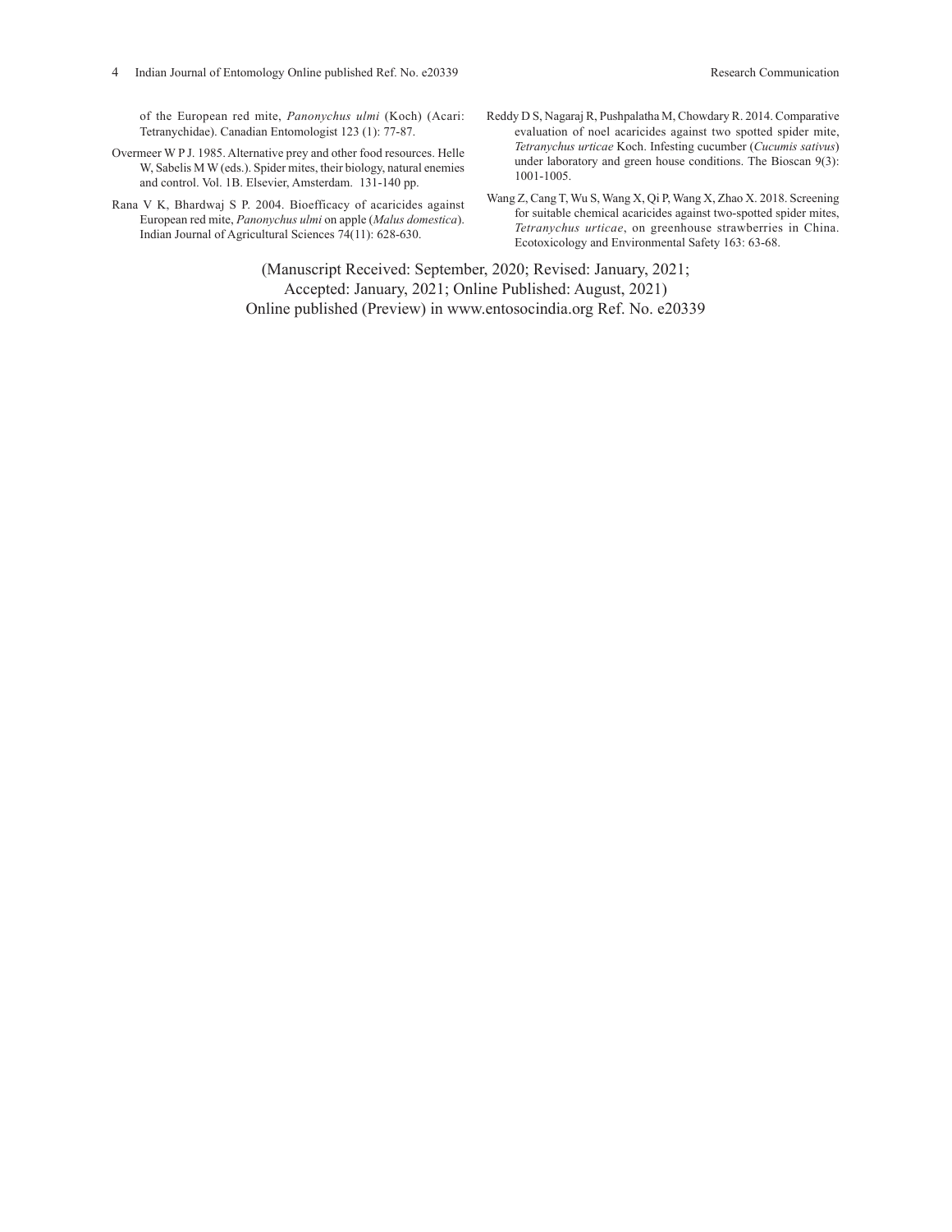of the European red mite, *Panonychus ulmi* (Koch) (Acari: Tetranychidae). Canadian Entomologist 123 (1): 77-87.

Overmeer W P J. 1985. Alternative prey and other food resources. Helle W, Sabelis M W (eds.). Spider mites, their biology, natural enemies and control. Vol. 1B. Elsevier, Amsterdam. 131-140 pp.

Rana V K, Bhardwaj S P. 2004. Bioefficacy of acaricides against European red mite, *Panonychus ulmi* on apple (*Malus domestica*). Indian Journal of Agricultural Sciences 74(11): 628-630.

Reddy D S, Nagaraj R, Pushpalatha M, Chowdary R. 2014. Comparative evaluation of noel acaricides against two spotted spider mite, *Tetranychus urticae* Koch. Infesting cucumber (*Cucumis sativus*) under laboratory and green house conditions. The Bioscan 9(3): 1001-1005.

Wang Z, Cang T, Wu S, Wang X, Qi P, Wang X, Zhao X. 2018. Screening for suitable chemical acaricides against two-spotted spider mites, *Tetranychus urticae*, on greenhouse strawberries in China. Ecotoxicology and Environmental Safety 163: 63-68.

(Manuscript Received: September, 2020; Revised: January, 2021; Accepted: January, 2021; Online Published: August, 2021)
Online published (Preview) in www.entosocindia.org Ref. No. e20339